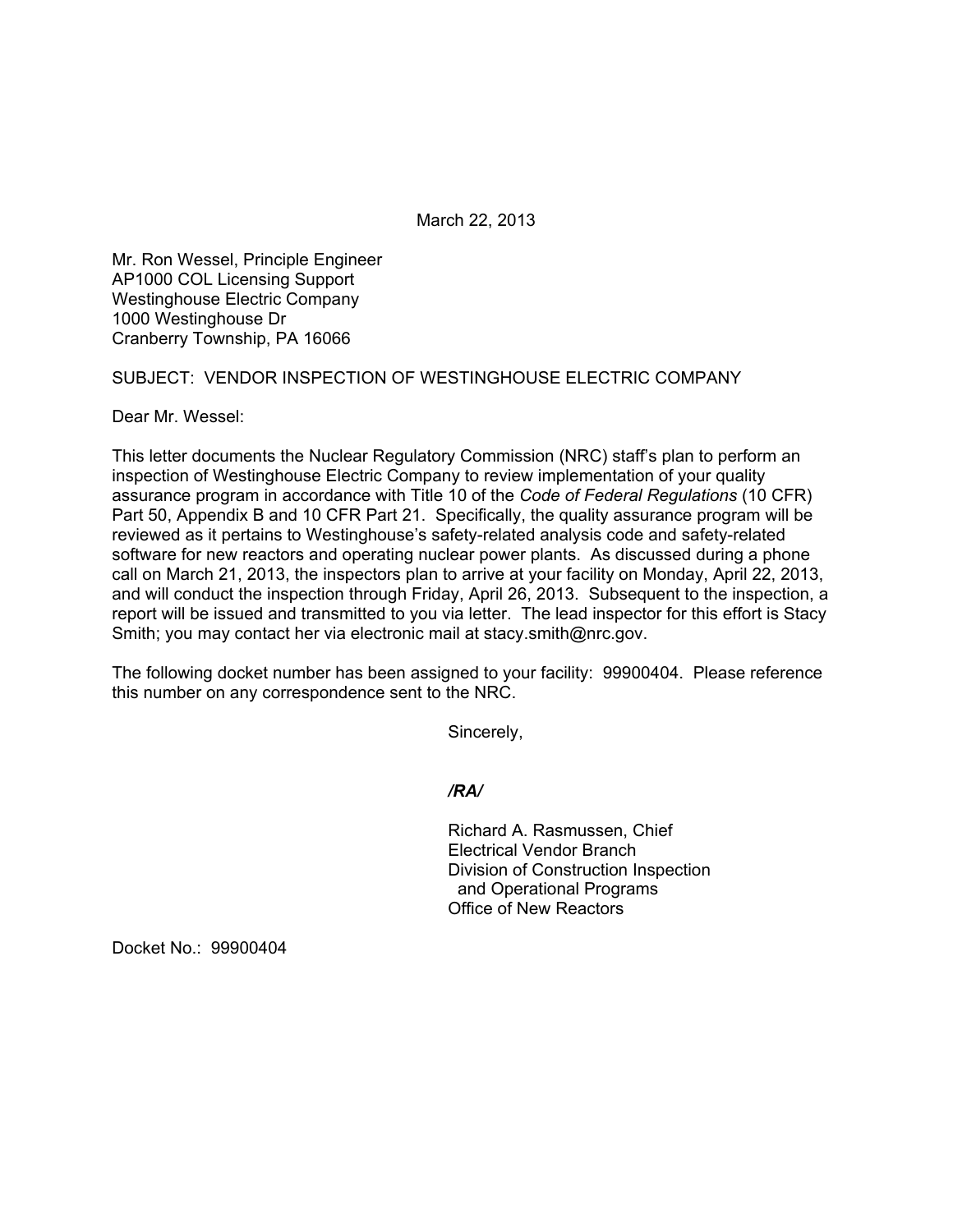March 22, 2013

Mr. Ron Wessel, Principle Engineer
AP1000 COL Licensing Support
Westinghouse Electric Company
1000 Westinghouse Dr
Cranberry Township, PA 16066

SUBJECT: VENDOR INSPECTION OF WESTINGHOUSE ELECTRIC COMPANY

Dear Mr. Wessel:

This letter documents the Nuclear Regulatory Commission (NRC) staff's plan to perform an inspection of Westinghouse Electric Company to review implementation of your quality assurance program in accordance with Title 10 of the *Code of Federal Regulations* (10 CFR) Part 50, Appendix B and 10 CFR Part 21. Specifically, the quality assurance program will be reviewed as it pertains to Westinghouse's safety-related analysis code and safety-related software for new reactors and operating nuclear power plants. As discussed during a phone call on March 21, 2013, the inspectors plan to arrive at your facility on Monday, April 22, 2013, and will conduct the inspection through Friday, April 26, 2013. Subsequent to the inspection, a report will be issued and transmitted to you via letter. The lead inspector for this effort is Stacy Smith; you may contact her via electronic mail at stacy.smith@nrc.gov.

The following docket number has been assigned to your facility: 99900404. Please reference this number on any correspondence sent to the NRC.

Sincerely,

***/RA/***

Richard A. Rasmussen, Chief
Electrical Vendor Branch
Division of Construction Inspection
and Operational Programs
Office of New Reactors

Docket No.: 99900404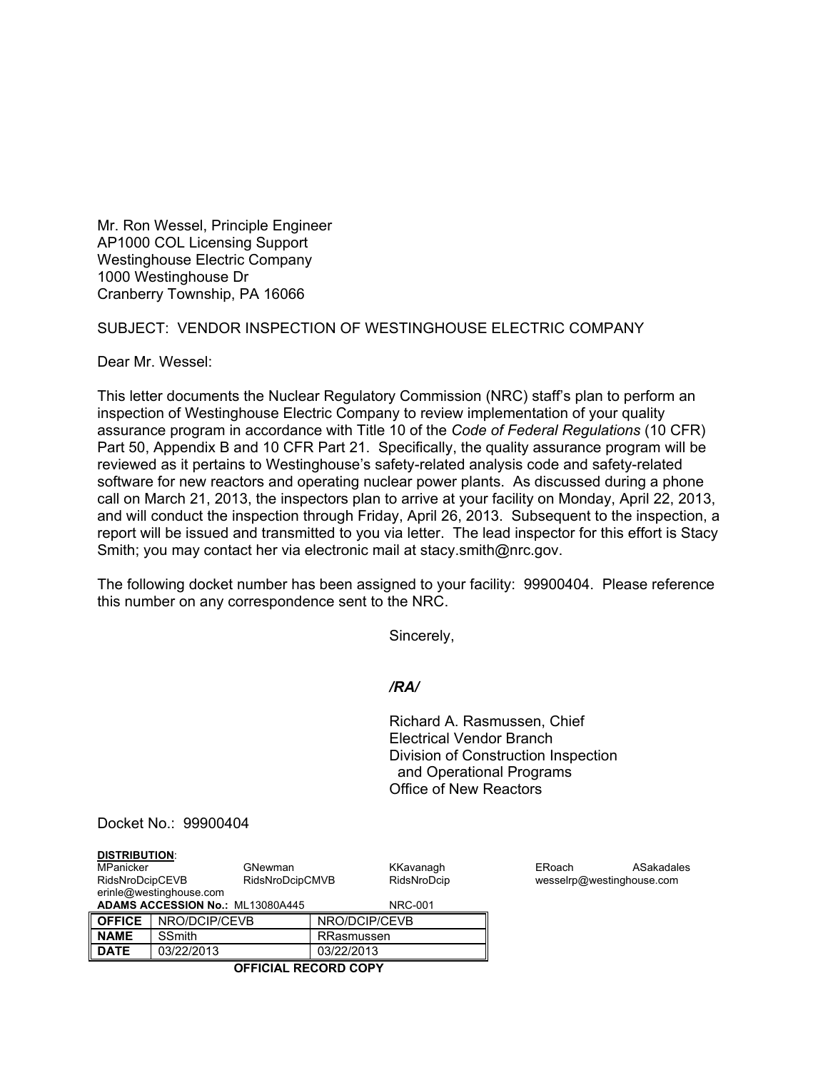Mr. Ron Wessel, Principle Engineer
AP1000 COL Licensing Support
Westinghouse Electric Company
1000 Westinghouse Dr
Cranberry Township, PA 16066

SUBJECT: VENDOR INSPECTION OF WESTINGHOUSE ELECTRIC COMPANY

Dear Mr. Wessel:

This letter documents the Nuclear Regulatory Commission (NRC) staff's plan to perform an inspection of Westinghouse Electric Company to review implementation of your quality assurance program in accordance with Title 10 of the *Code of Federal Regulations* (10 CFR) Part 50, Appendix B and 10 CFR Part 21. Specifically, the quality assurance program will be reviewed as it pertains to Westinghouse's safety-related analysis code and safety-related software for new reactors and operating nuclear power plants. As discussed during a phone call on March 21, 2013, the inspectors plan to arrive at your facility on Monday, April 22, 2013, and will conduct the inspection through Friday, April 26, 2013. Subsequent to the inspection, a report will be issued and transmitted to you via letter. The lead inspector for this effort is Stacy Smith; you may contact her via electronic mail at stacy.smith@nrc.gov.

The following docket number has been assigned to your facility: 99900404. Please reference this number on any correspondence sent to the NRC.

Sincerely,

*/RA/*

Richard A. Rasmussen, Chief
Electrical Vendor Branch
Division of Construction Inspection
and Operational Programs
Office of New Reactors

Docket No.: 99900404

**DISTRIBUTION**:
MPanicker GNewman KKavanagh ERoach ASakadales
RidsNroDcipCEVB RidsNroDcipCMVB RidsNroDcip wesselrp@westinghouse.com
erinle@westinghouse.com

**ADAMS ACCESSION No.:** ML13080A445 NRC-001

| | | |
|---|---|---|
| **OFFICE** | NRO/DCIP/CEVB | NRO/DCIP/CEVB |
| **NAME** | SSmith | RRasmussen |
| **DATE** | 03/22/2013 | 03/22/2013 |

**OFFICIAL RECORD COPY**